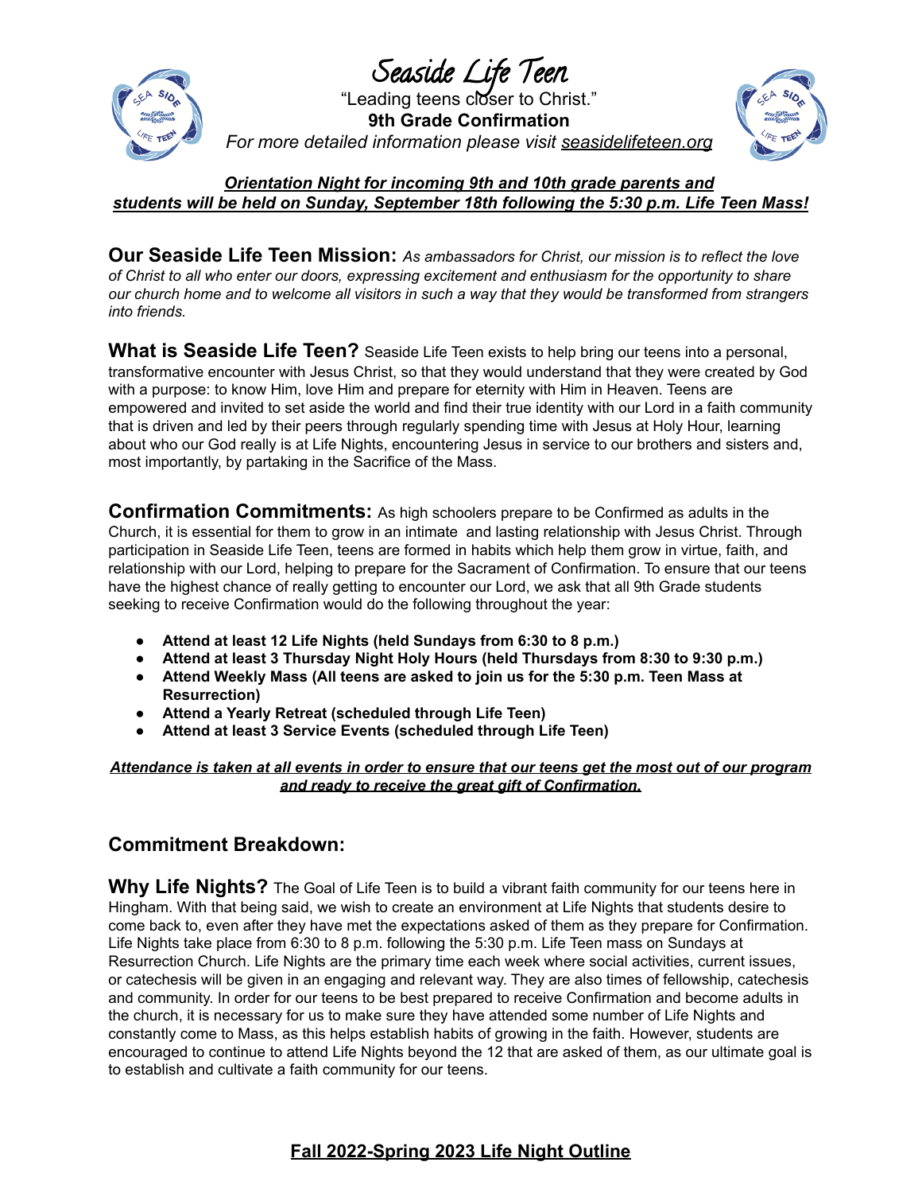# Seaside Life Teen

"Leading teens closer to Christ."

**9th Grade Confirmation**

*For more detailed information please visit seasidelifeteen.org*

***Orientation Night for incoming 9th and 10th grade parents and students will be held on Sunday, September 18th following the 5:30 p.m. Life Teen Mass!***

**Our Seaside Life Teen Mission:** *As ambassadors for Christ, our mission is to reflect the love of Christ to all who enter our doors, expressing excitement and enthusiasm for the opportunity to share our church home and to welcome all visitors in such a way that they would be transformed from strangers into friends.*

**What is Seaside Life Teen?** Seaside Life Teen exists to help bring our teens into a personal, transformative encounter with Jesus Christ, so that they would understand that they were created by God with a purpose: to know Him, love Him and prepare for eternity with Him in Heaven. Teens are empowered and invited to set aside the world and find their true identity with our Lord in a faith community that is driven and led by their peers through regularly spending time with Jesus at Holy Hour, learning about who our God really is at Life Nights, encountering Jesus in service to our brothers and sisters and, most importantly, by partaking in the Sacrifice of the Mass.

**Confirmation Commitments:** As high schoolers prepare to be Confirmed as adults in the Church, it is essential for them to grow in an intimate and lasting relationship with Jesus Christ. Through participation in Seaside Life Teen, teens are formed in habits which help them grow in virtue, faith, and relationship with our Lord, helping to prepare for the Sacrament of Confirmation. To ensure that our teens have the highest chance of really getting to encounter our Lord, we ask that all 9th Grade students seeking to receive Confirmation would do the following throughout the year:

- **Attend at least 12 Life Nights (held Sundays from 6:30 to 8 p.m.)**
- **Attend at least 3 Thursday Night Holy Hours (held Thursdays from 8:30 to 9:30 p.m.)**
- **Attend Weekly Mass (All teens are asked to join us for the 5:30 p.m. Teen Mass at Resurrection)**
- **Attend a Yearly Retreat (scheduled through Life Teen)**
- **Attend at least 3 Service Events (scheduled through Life Teen)**

***Attendance is taken at all events in order to ensure that our teens get the most out of our program and ready to receive the great gift of Confirmation.***

## Commitment Breakdown:

**Why Life Nights?** The Goal of Life Teen is to build a vibrant faith community for our teens here in Hingham. With that being said, we wish to create an environment at Life Nights that students desire to come back to, even after they have met the expectations asked of them as they prepare for Confirmation. Life Nights take place from 6:30 to 8 p.m. following the 5:30 p.m. Life Teen mass on Sundays at Resurrection Church. Life Nights are the primary time each week where social activities, current issues, or catechesis will be given in an engaging and relevant way. They are also times of fellowship, catechesis and community. In order for our teens to be best prepared to receive Confirmation and become adults in the church, it is necessary for us to make sure they have attended some number of Life Nights and constantly come to Mass, as this helps establish habits of growing in the faith. However, students are encouraged to continue to attend Life Nights beyond the 12 that are asked of them, as our ultimate goal is to establish and cultivate a faith community for our teens.

## Fall 2022-Spring 2023 Life Night Outline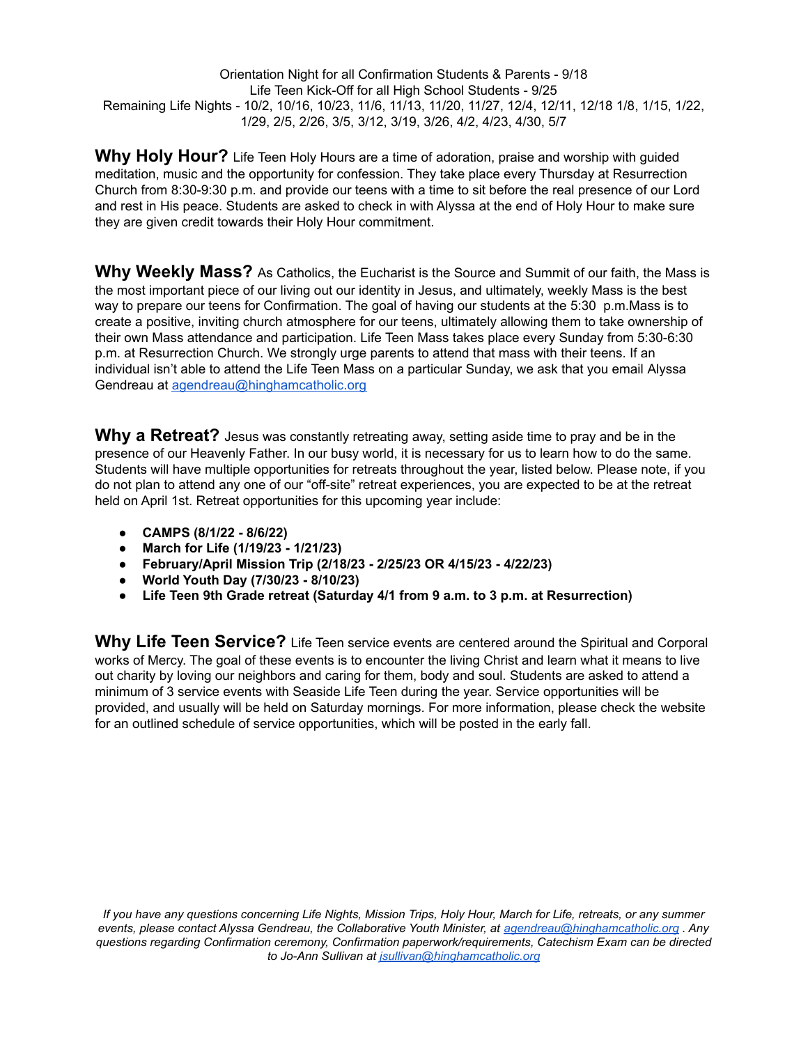Orientation Night for all Confirmation Students & Parents - 9/18
Life Teen Kick-Off for all High School Students - 9/25
Remaining Life Nights - 10/2, 10/16, 10/23, 11/6, 11/13, 11/20, 11/27, 12/4, 12/11, 12/18 1/8, 1/15, 1/22, 1/29, 2/5, 2/26, 3/5, 3/12, 3/19, 3/26, 4/2, 4/23, 4/30, 5/7

**Why Holy Hour?** Life Teen Holy Hours are a time of adoration, praise and worship with guided meditation, music and the opportunity for confession. They take place every Thursday at Resurrection Church from 8:30-9:30 p.m. and provide our teens with a time to sit before the real presence of our Lord and rest in His peace. Students are asked to check in with Alyssa at the end of Holy Hour to make sure they are given credit towards their Holy Hour commitment.

**Why Weekly Mass?** As Catholics, the Eucharist is the Source and Summit of our faith, the Mass is the most important piece of our living out our identity in Jesus, and ultimately, weekly Mass is the best way to prepare our teens for Confirmation. The goal of having our students at the 5:30 p.m.Mass is to create a positive, inviting church atmosphere for our teens, ultimately allowing them to take ownership of their own Mass attendance and participation. Life Teen Mass takes place every Sunday from 5:30-6:30 p.m. at Resurrection Church. We strongly urge parents to attend that mass with their teens. If an individual isn't able to attend the Life Teen Mass on a particular Sunday, we ask that you email Alyssa Gendreau at agendreau@hinghamcatholic.org

**Why a Retreat?** Jesus was constantly retreating away, setting aside time to pray and be in the presence of our Heavenly Father. In our busy world, it is necessary for us to learn how to do the same. Students will have multiple opportunities for retreats throughout the year, listed below. Please note, if you do not plan to attend any one of our "off-site" retreat experiences, you are expected to be at the retreat held on April 1st. Retreat opportunities for this upcoming year include:

- **CAMPS (8/1/22 - 8/6/22)**
- **March for Life (1/19/23 - 1/21/23)**
- **February/April Mission Trip (2/18/23 - 2/25/23 OR 4/15/23 - 4/22/23)**
- **World Youth Day (7/30/23 - 8/10/23)**
- **Life Teen 9th Grade retreat (Saturday 4/1 from 9 a.m. to 3 p.m. at Resurrection)**

**Why Life Teen Service?** Life Teen service events are centered around the Spiritual and Corporal works of Mercy. The goal of these events is to encounter the living Christ and learn what it means to live out charity by loving our neighbors and caring for them, body and soul. Students are asked to attend a minimum of 3 service events with Seaside Life Teen during the year. Service opportunities will be provided, and usually will be held on Saturday mornings. For more information, please check the website for an outlined schedule of service opportunities, which will be posted in the early fall.

*If you have any questions concerning Life Nights, Mission Trips, Holy Hour, March for Life, retreats, or any summer events, please contact Alyssa Gendreau, the Collaborative Youth Minister, at agendreau@hinghamcatholic.org . Any questions regarding Confirmation ceremony, Confirmation paperwork/requirements, Catechism Exam can be directed to Jo-Ann Sullivan at jsullivan@hinghamcatholic.org*